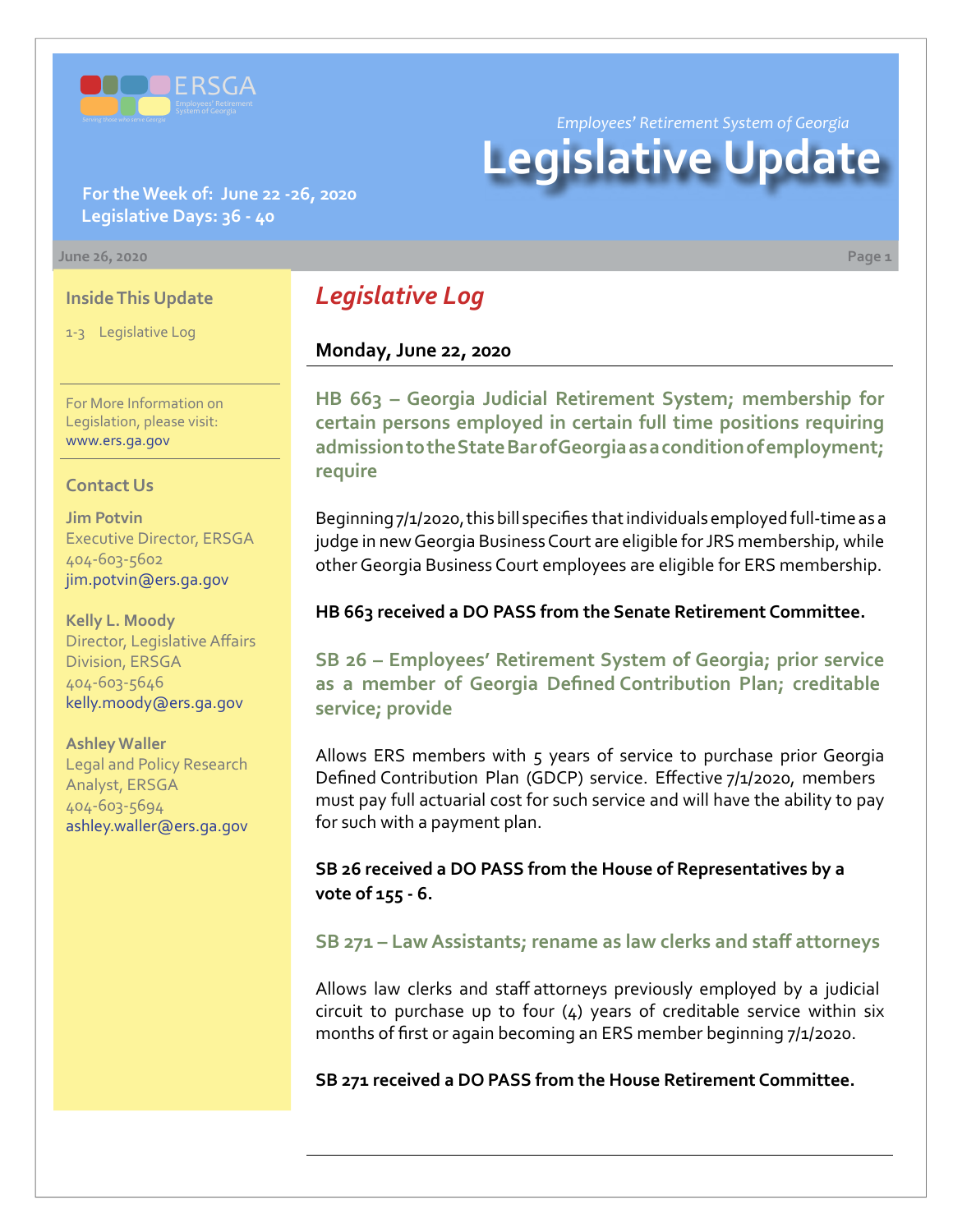ERSGA
Employees' Retirement System of Georgia
Serving those who serve Georgia

*Employees' Retirement System of Georgia*

# Legislative Update

**For the Week of: June 22 -26, 2020**
**Legislative Days: 36 - 40**

June 26, 2020

### Inside This Update

1-3 Legislative Log

For More Information on Legislation, please visit: www.ers.ga.gov

### Contact Us

**Jim Potvin**
Executive Director, ERSGA
404-603-5602
jim.potvin@ers.ga.gov

**Kelly L. Moody**
Director, Legislative Affairs Division, ERSGA
404-603-5646
kelly.moody@ers.ga.gov

**Ashley Waller**
Legal and Policy Research Analyst, ERSGA
404-603-5694
ashley.waller@ers.ga.gov

## *Legislative Log*

### Monday, June 22, 2020

#### HB 663 – Georgia Judicial Retirement System; membership for certain persons employed in certain full time positions requiring admission to the State Bar of Georgia as a condition of employment; require

Beginning 7/1/2020, this bill specifies that individuals employed full-time as a judge in new Georgia Business Court are eligible for JRS membership, while other Georgia Business Court employees are eligible for ERS membership.

**HB 663 received a DO PASS from the Senate Retirement Committee.**

#### SB 26 – Employees' Retirement System of Georgia; prior service as a member of Georgia Defined Contribution Plan; creditable service; provide

Allows ERS members with 5 years of service to purchase prior Georgia Defined Contribution Plan (GDCP) service. Effective 7/1/2020, members must pay full actuarial cost for such service and will have the ability to pay for such with a payment plan.

**SB 26 received a DO PASS from the House of Representatives by a vote of 155 - 6.**

#### SB 271 – Law Assistants; rename as law clerks and staff attorneys

Allows law clerks and staff attorneys previously employed by a judicial circuit to purchase up to four (4) years of creditable service within six months of first or again becoming an ERS member beginning 7/1/2020.

**SB 271 received a DO PASS from the House Retirement Committee.**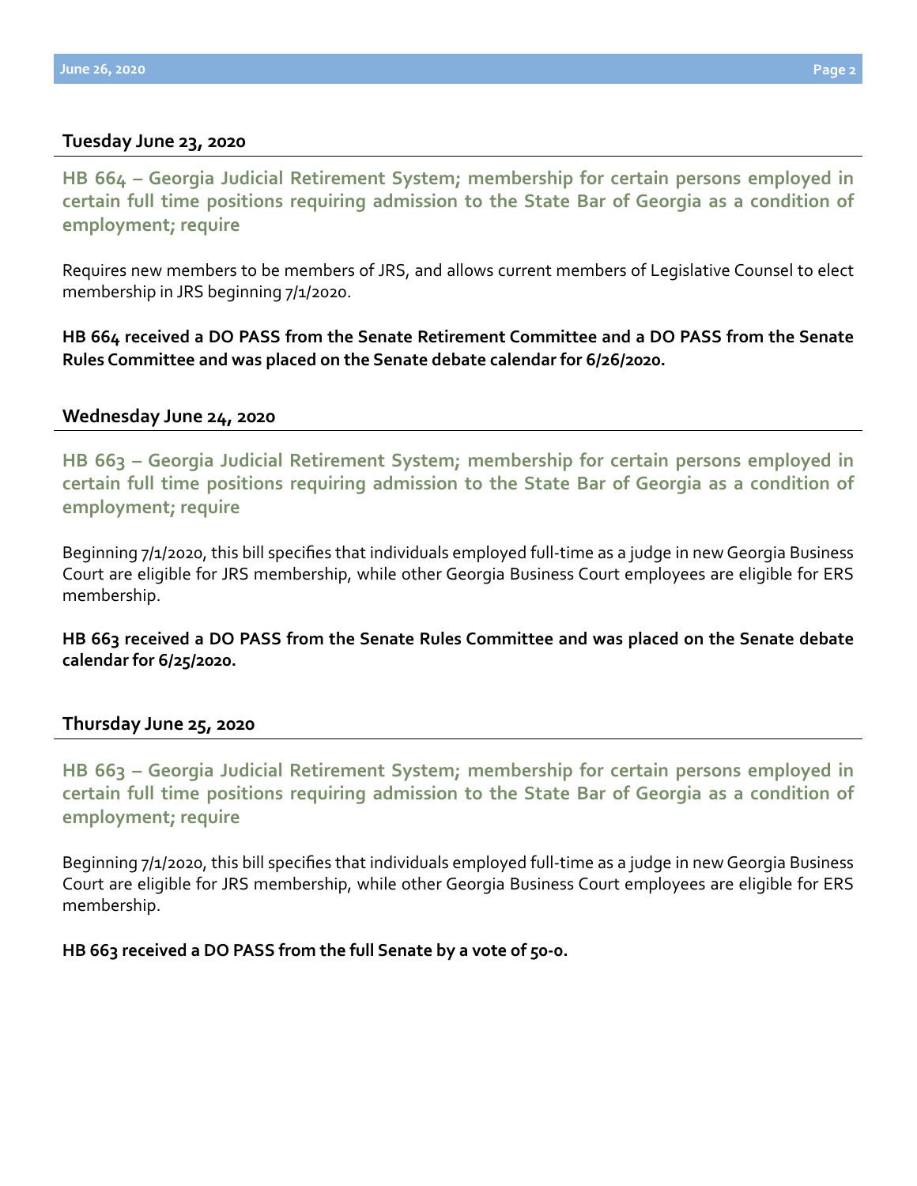## Tuesday June 23, 2020

### HB 664 – Georgia Judicial Retirement System; membership for certain persons employed in certain full time positions requiring admission to the State Bar of Georgia as a condition of employment; require

Requires new members to be members of JRS, and allows current members of Legislative Counsel to elect membership in JRS beginning 7/1/2020.

**HB 664 received a DO PASS from the Senate Retirement Committee and a DO PASS from the Senate Rules Committee and was placed on the Senate debate calendar for 6/26/2020.**

## Wednesday June 24, 2020

### HB 663 – Georgia Judicial Retirement System; membership for certain persons employed in certain full time positions requiring admission to the State Bar of Georgia as a condition of employment; require

Beginning 7/1/2020, this bill specifies that individuals employed full-time as a judge in new Georgia Business Court are eligible for JRS membership, while other Georgia Business Court employees are eligible for ERS membership.

**HB 663 received a DO PASS from the Senate Rules Committee and was placed on the Senate debate calendar for 6/25/2020.**

## Thursday June 25, 2020

### HB 663 – Georgia Judicial Retirement System; membership for certain persons employed in certain full time positions requiring admission to the State Bar of Georgia as a condition of employment; require

Beginning 7/1/2020, this bill specifies that individuals employed full-time as a judge in new Georgia Business Court are eligible for JRS membership, while other Georgia Business Court employees are eligible for ERS membership.

**HB 663 received a DO PASS from the full Senate by a vote of 50-0.**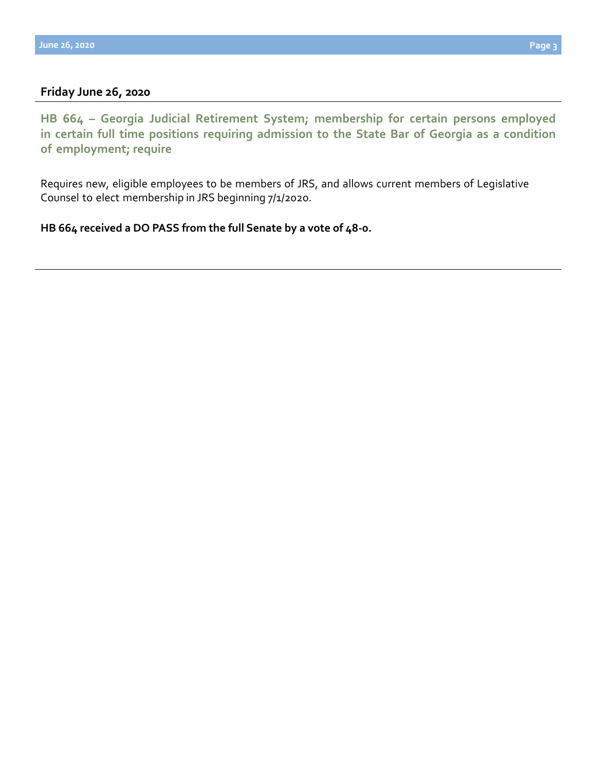**Friday June 26, 2020**

### HB 664 – Georgia Judicial Retirement System; membership for certain persons employed in certain full time positions requiring admission to the State Bar of Georgia as a condition of employment; require

Requires new, eligible employees to be members of JRS, and allows current members of Legislative Counsel to elect membership in JRS beginning 7/1/2020.

**HB 664 received a DO PASS from the full Senate by a vote of 48-0.**